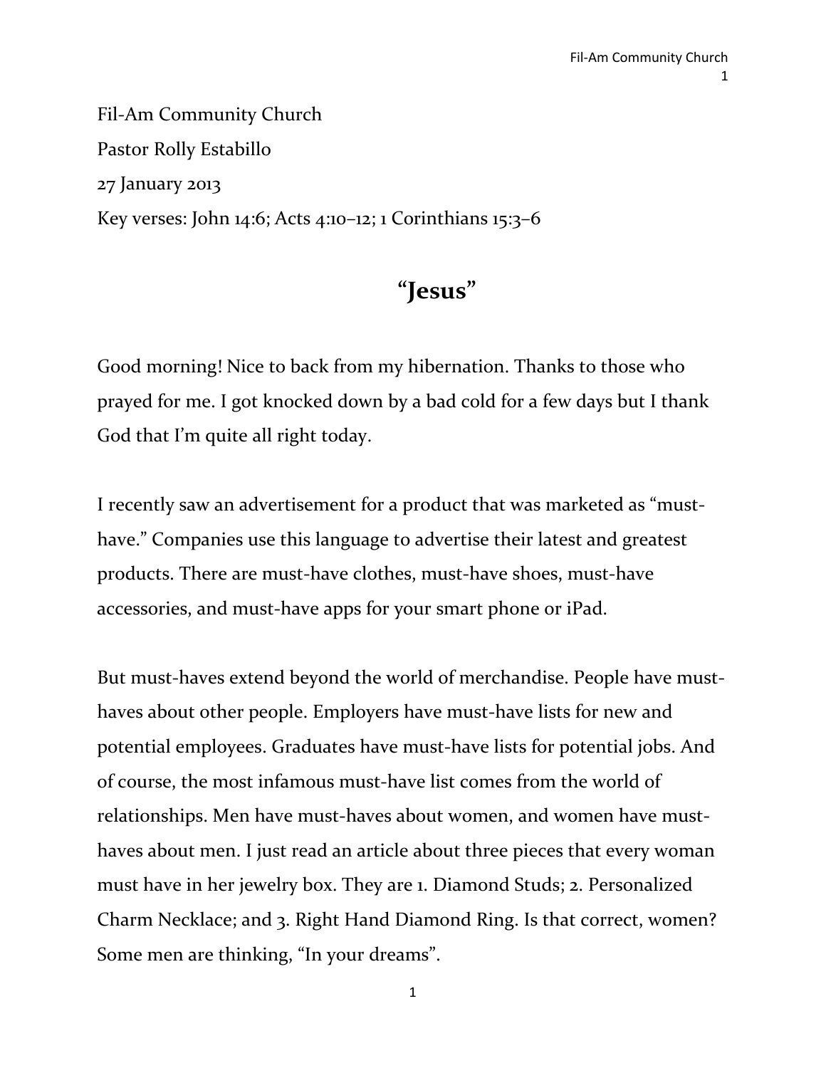Fil-Am Community Church

Pastor Rolly Estabillo

27 January 2013

Key verses: John 14:6; Acts 4:10–12; 1 Corinthians 15:3–6

# "Jesus"

Good morning! Nice to back from my hibernation. Thanks to those who prayed for me. I got knocked down by a bad cold for a few days but I thank God that I'm quite all right today.

I recently saw an advertisement for a product that was marketed as "must-have." Companies use this language to advertise their latest and greatest products. There are must-have clothes, must-have shoes, must-have accessories, and must-have apps for your smart phone or iPad.

But must-haves extend beyond the world of merchandise. People have must-haves about other people. Employers have must-have lists for new and potential employees. Graduates have must-have lists for potential jobs. And of course, the most infamous must-have list comes from the world of relationships. Men have must-haves about women, and women have must-haves about men. I just read an article about three pieces that every woman must have in her jewelry box. They are 1. Diamond Studs; 2. Personalized Charm Necklace; and 3. Right Hand Diamond Ring. Is that correct, women? Some men are thinking, "In your dreams".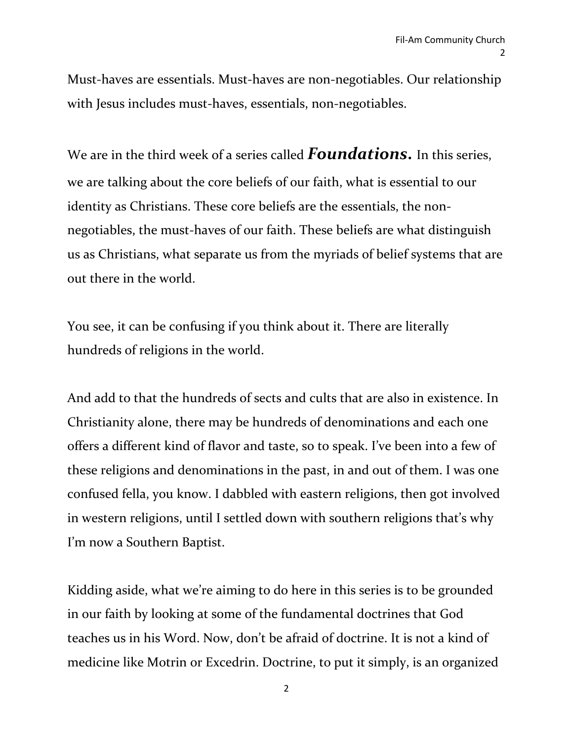Must-haves are essentials. Must-haves are non-negotiables. Our relationship with Jesus includes must-haves, essentials, non-negotiables.

We are in the third week of a series called ***Foundations.*** In this series, we are talking about the core beliefs of our faith, what is essential to our identity as Christians. These core beliefs are the essentials, the non-negotiables, the must-haves of our faith. These beliefs are what distinguish us as Christians, what separate us from the myriads of belief systems that are out there in the world.

You see, it can be confusing if you think about it. There are literally hundreds of religions in the world.

And add to that the hundreds of sects and cults that are also in existence. In Christianity alone, there may be hundreds of denominations and each one offers a different kind of flavor and taste, so to speak. I've been into a few of these religions and denominations in the past, in and out of them. I was one confused fella, you know. I dabbled with eastern religions, then got involved in western religions, until I settled down with southern religions that's why I'm now a Southern Baptist.

Kidding aside, what we're aiming to do here in this series is to be grounded in our faith by looking at some of the fundamental doctrines that God teaches us in his Word. Now, don't be afraid of doctrine. It is not a kind of medicine like Motrin or Excedrin. Doctrine, to put it simply, is an organized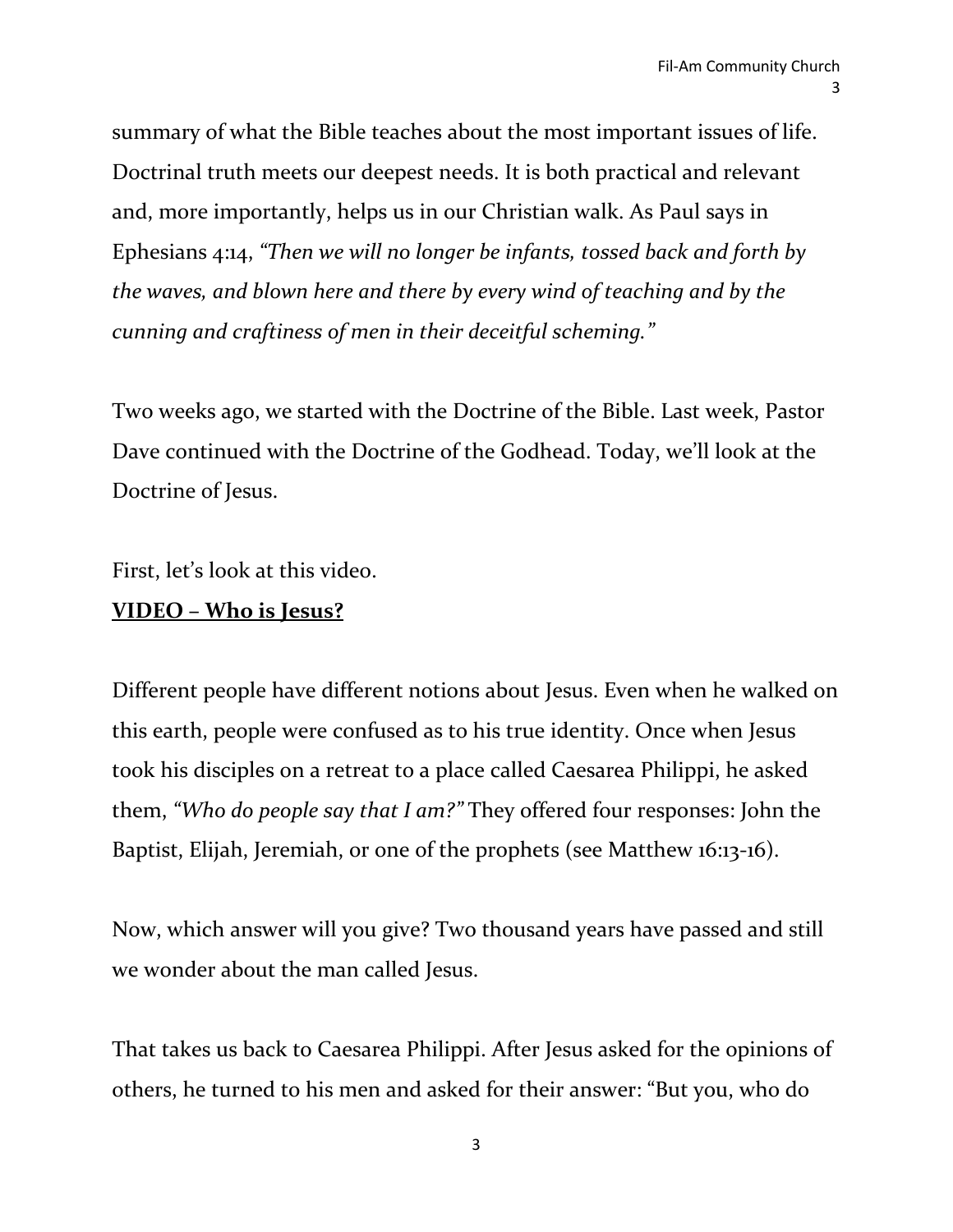summary of what the Bible teaches about the most important issues of life. Doctrinal truth meets our deepest needs. It is both practical and relevant and, more importantly, helps us in our Christian walk. As Paul says in Ephesians 4:14, *"Then we will no longer be infants, tossed back and forth by the waves, and blown here and there by every wind of teaching and by the cunning and craftiness of men in their deceitful scheming."*

Two weeks ago, we started with the Doctrine of the Bible. Last week, Pastor Dave continued with the Doctrine of the Godhead. Today, we'll look at the Doctrine of Jesus.

First, let's look at this video.

**VIDEO – Who is Jesus?**

Different people have different notions about Jesus. Even when he walked on this earth, people were confused as to his true identity. Once when Jesus took his disciples on a retreat to a place called Caesarea Philippi, he asked them, *"Who do people say that I am?"* They offered four responses: John the Baptist, Elijah, Jeremiah, or one of the prophets (see Matthew 16:13-16).

Now, which answer will you give? Two thousand years have passed and still we wonder about the man called Jesus.

That takes us back to Caesarea Philippi. After Jesus asked for the opinions of others, he turned to his men and asked for their answer: "But you, who do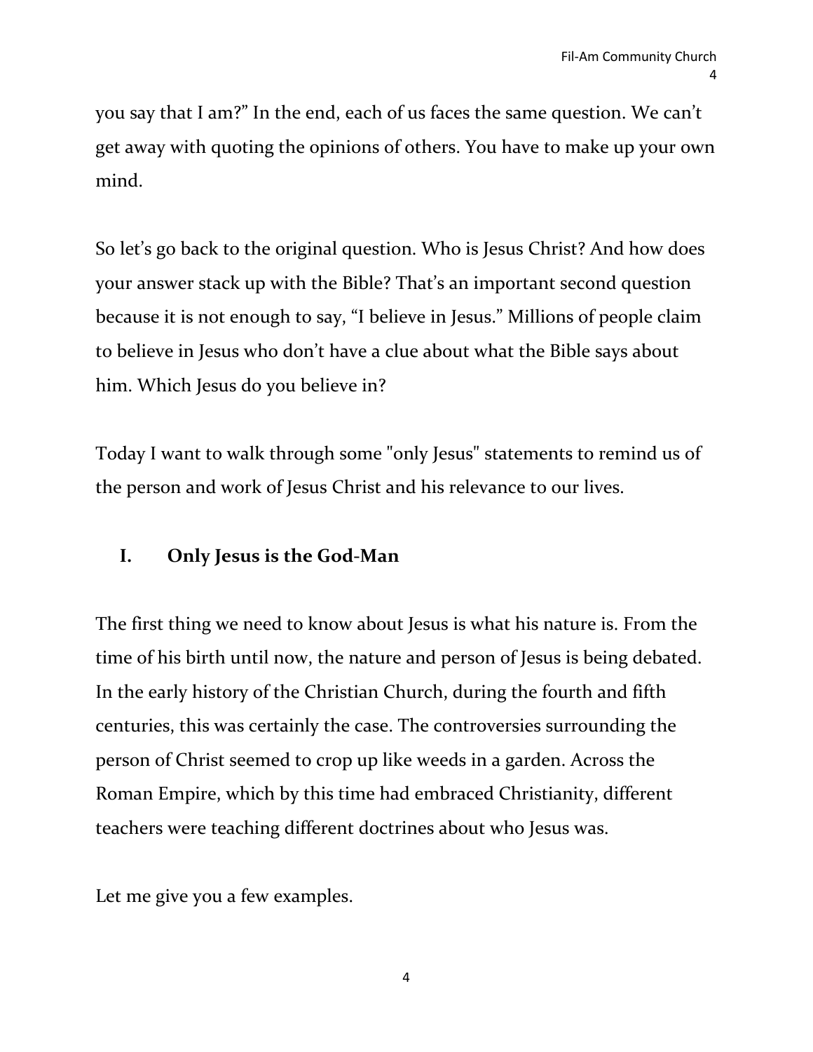you say that I am?" In the end, each of us faces the same question. We can't get away with quoting the opinions of others. You have to make up your own mind.

So let's go back to the original question. Who is Jesus Christ? And how does your answer stack up with the Bible? That's an important second question because it is not enough to say, "I believe in Jesus." Millions of people claim to believe in Jesus who don't have a clue about what the Bible says about him. Which Jesus do you believe in?

Today I want to walk through some "only Jesus" statements to remind us of the person and work of Jesus Christ and his relevance to our lives.

## I. Only Jesus is the God-Man

The first thing we need to know about Jesus is what his nature is. From the time of his birth until now, the nature and person of Jesus is being debated. In the early history of the Christian Church, during the fourth and fifth centuries, this was certainly the case. The controversies surrounding the person of Christ seemed to crop up like weeds in a garden. Across the Roman Empire, which by this time had embraced Christianity, different teachers were teaching different doctrines about who Jesus was.

Let me give you a few examples.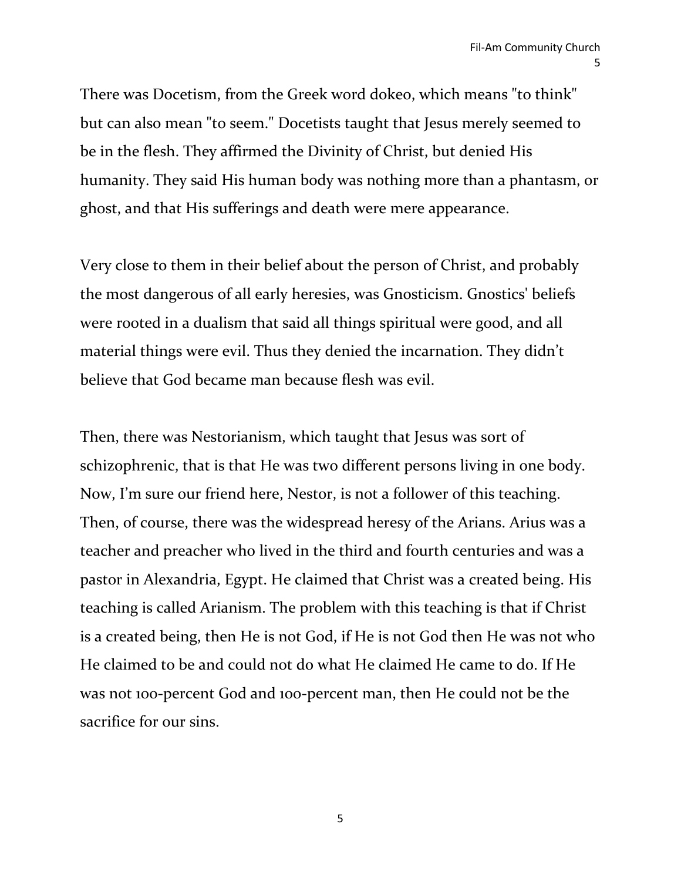There was Docetism, from the Greek word dokeo, which means "to think" but can also mean "to seem." Docetists taught that Jesus merely seemed to be in the flesh. They affirmed the Divinity of Christ, but denied His humanity. They said His human body was nothing more than a phantasm, or ghost, and that His sufferings and death were mere appearance.

Very close to them in their belief about the person of Christ, and probably the most dangerous of all early heresies, was Gnosticism. Gnostics' beliefs were rooted in a dualism that said all things spiritual were good, and all material things were evil. Thus they denied the incarnation. They didn't believe that God became man because flesh was evil.

Then, there was Nestorianism, which taught that Jesus was sort of schizophrenic, that is that He was two different persons living in one body. Now, I'm sure our friend here, Nestor, is not a follower of this teaching. Then, of course, there was the widespread heresy of the Arians. Arius was a teacher and preacher who lived in the third and fourth centuries and was a pastor in Alexandria, Egypt. He claimed that Christ was a created being. His teaching is called Arianism. The problem with this teaching is that if Christ is a created being, then He is not God, if He is not God then He was not who He claimed to be and could not do what He claimed He came to do. If He was not 100-percent God and 100-percent man, then He could not be the sacrifice for our sins.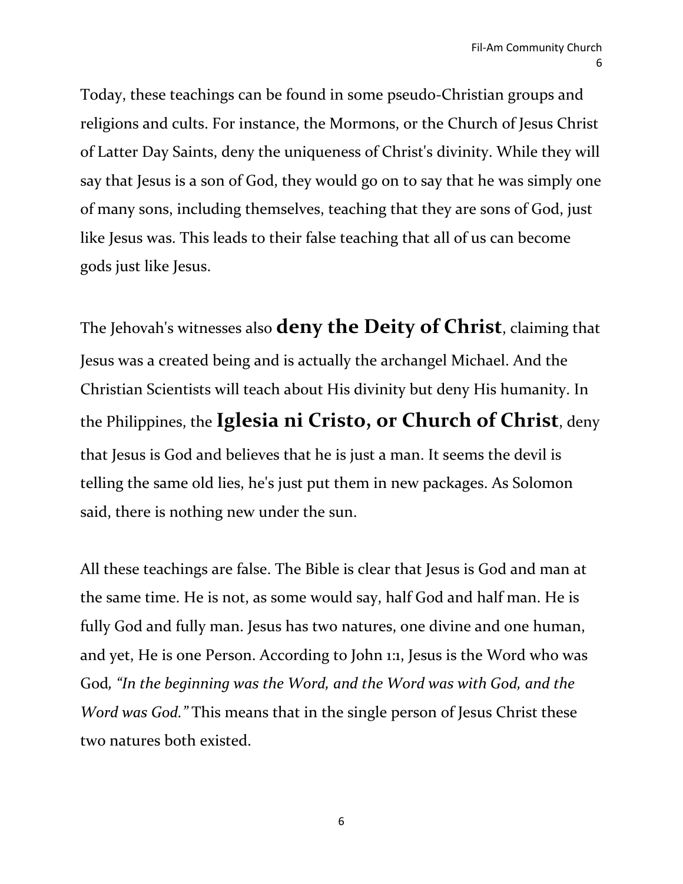Today, these teachings can be found in some pseudo-Christian groups and religions and cults. For instance, the Mormons, or the Church of Jesus Christ of Latter Day Saints, deny the uniqueness of Christ's divinity. While they will say that Jesus is a son of God, they would go on to say that he was simply one of many sons, including themselves, teaching that they are sons of God, just like Jesus was. This leads to their false teaching that all of us can become gods just like Jesus.

The Jehovah's witnesses also **deny the Deity of Christ**, claiming that Jesus was a created being and is actually the archangel Michael. And the Christian Scientists will teach about His divinity but deny His humanity. In the Philippines, the **Iglesia ni Cristo, or Church of Christ**, deny that Jesus is God and believes that he is just a man. It seems the devil is telling the same old lies, he's just put them in new packages. As Solomon said, there is nothing new under the sun.

All these teachings are false. The Bible is clear that Jesus is God and man at the same time. He is not, as some would say, half God and half man. He is fully God and fully man. Jesus has two natures, one divine and one human, and yet, He is one Person. According to John 1:1, Jesus is the Word who was God*, "In the beginning was the Word, and the Word was with God, and the Word was God."* This means that in the single person of Jesus Christ these two natures both existed.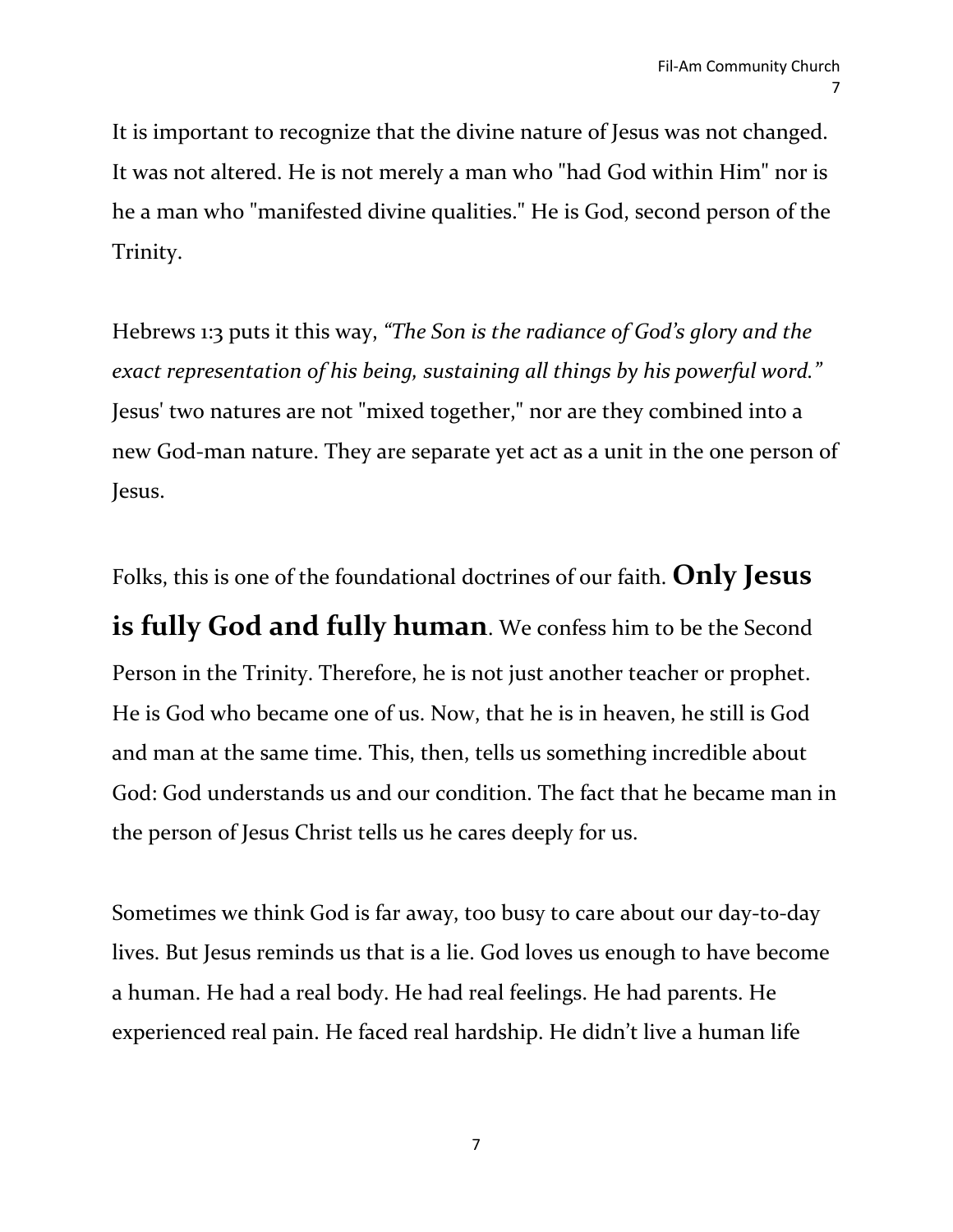It is important to recognize that the divine nature of Jesus was not changed. It was not altered. He is not merely a man who "had God within Him" nor is he a man who "manifested divine qualities." He is God, second person of the Trinity.

Hebrews 1:3 puts it this way, *"The Son is the radiance of God's glory and the exact representation of his being, sustaining all things by his powerful word."* Jesus' two natures are not "mixed together," nor are they combined into a new God-man nature. They are separate yet act as a unit in the one person of Jesus.

Folks, this is one of the foundational doctrines of our faith. **Only Jesus is fully God and fully human**. We confess him to be the Second Person in the Trinity. Therefore, he is not just another teacher or prophet. He is God who became one of us. Now, that he is in heaven, he still is God and man at the same time. This, then, tells us something incredible about God: God understands us and our condition. The fact that he became man in the person of Jesus Christ tells us he cares deeply for us.

Sometimes we think God is far away, too busy to care about our day-to-day lives. But Jesus reminds us that is a lie. God loves us enough to have become a human. He had a real body. He had real feelings. He had parents. He experienced real pain. He faced real hardship. He didn't live a human life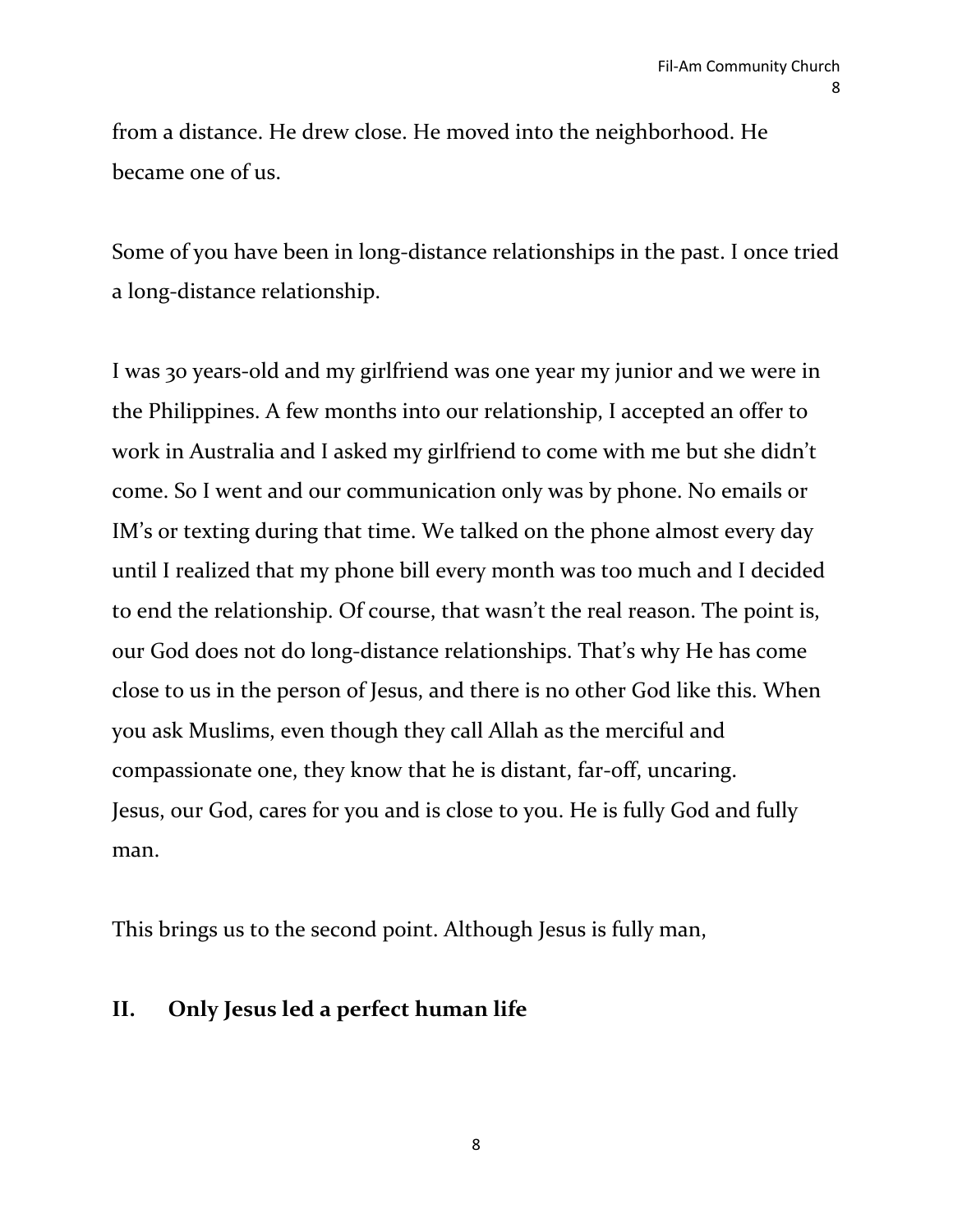from a distance. He drew close. He moved into the neighborhood. He became one of us.

Some of you have been in long-distance relationships in the past. I once tried a long-distance relationship.

I was 30 years-old and my girlfriend was one year my junior and we were in the Philippines. A few months into our relationship, I accepted an offer to work in Australia and I asked my girlfriend to come with me but she didn't come. So I went and our communication only was by phone. No emails or IM's or texting during that time. We talked on the phone almost every day until I realized that my phone bill every month was too much and I decided to end the relationship. Of course, that wasn't the real reason. The point is, our God does not do long-distance relationships. That's why He has come close to us in the person of Jesus, and there is no other God like this. When you ask Muslims, even though they call Allah as the merciful and compassionate one, they know that he is distant, far-off, uncaring.
Jesus, our God, cares for you and is close to you. He is fully God and fully man.

This brings us to the second point. Although Jesus is fully man,

## II. Only Jesus led a perfect human life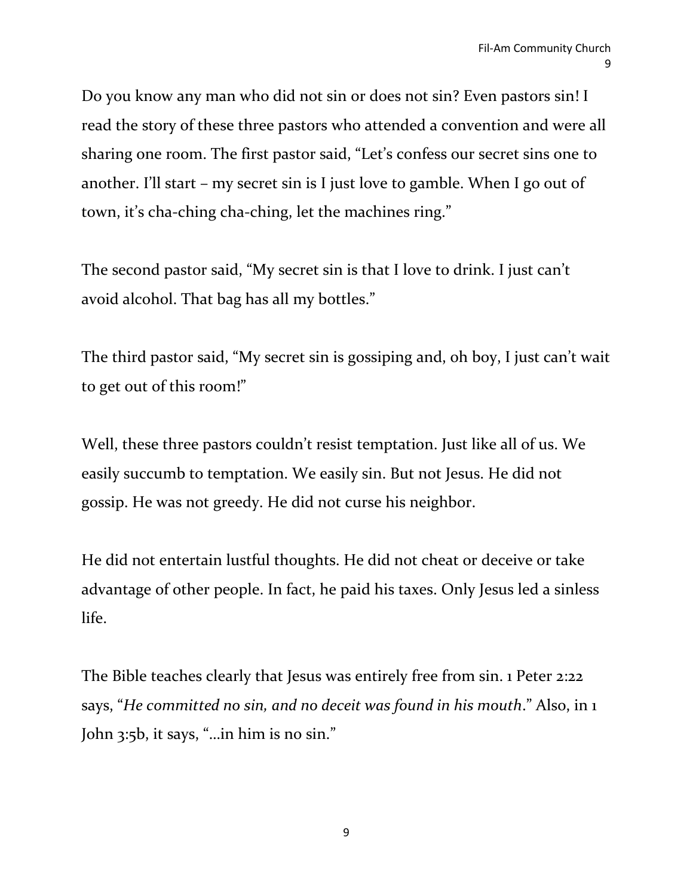Do you know any man who did not sin or does not sin? Even pastors sin! I read the story of these three pastors who attended a convention and were all sharing one room. The first pastor said, "Let's confess our secret sins one to another. I'll start – my secret sin is I just love to gamble. When I go out of town, it's cha-ching cha-ching, let the machines ring."

The second pastor said, "My secret sin is that I love to drink. I just can't avoid alcohol. That bag has all my bottles."

The third pastor said, "My secret sin is gossiping and, oh boy, I just can't wait to get out of this room!"

Well, these three pastors couldn't resist temptation. Just like all of us. We easily succumb to temptation. We easily sin. But not Jesus. He did not gossip. He was not greedy. He did not curse his neighbor.

He did not entertain lustful thoughts. He did not cheat or deceive or take advantage of other people. In fact, he paid his taxes. Only Jesus led a sinless life.

The Bible teaches clearly that Jesus was entirely free from sin. 1 Peter 2:22 says, "*He committed no sin, and no deceit was found in his mouth*." Also, in 1 John 3:5b, it says, "…in him is no sin."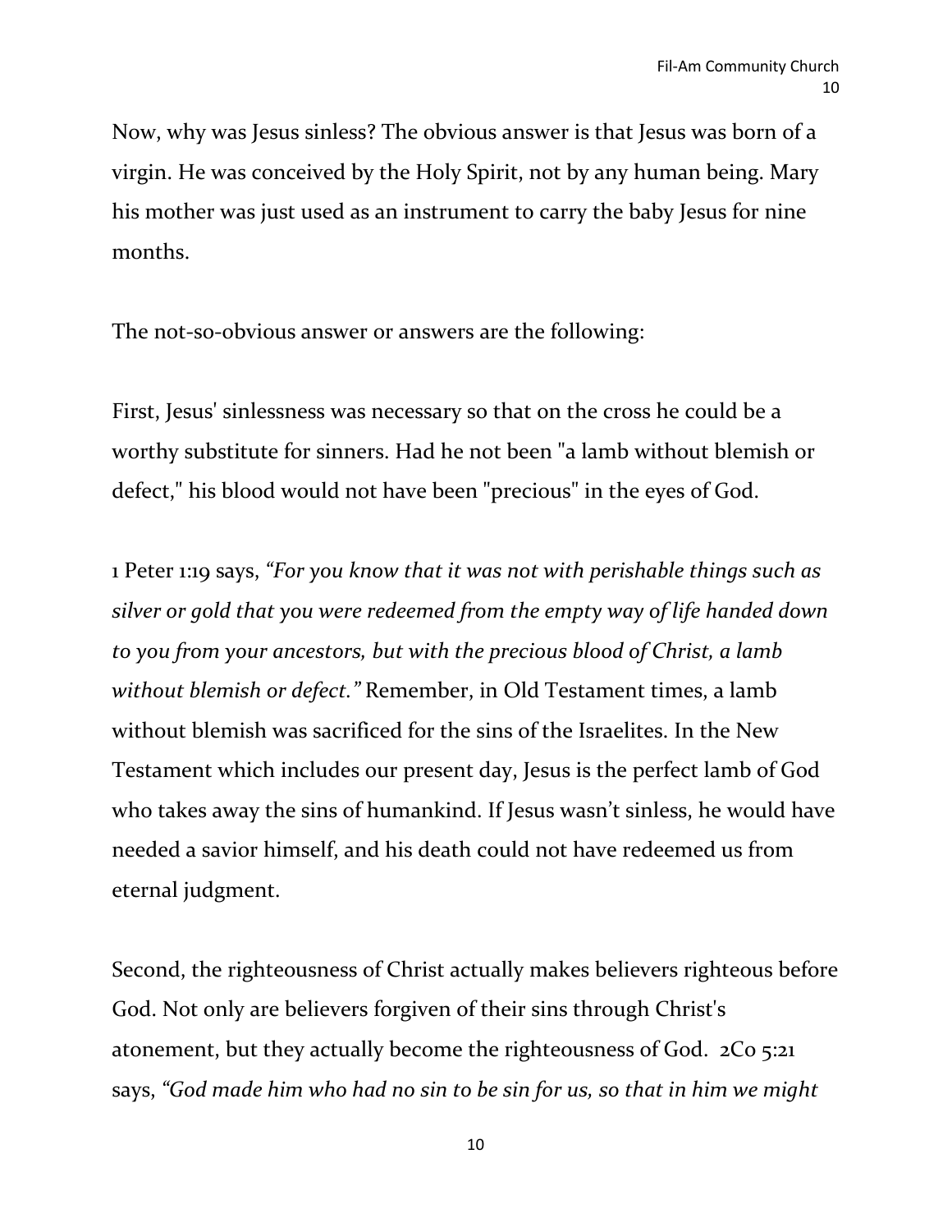Now, why was Jesus sinless? The obvious answer is that Jesus was born of a virgin. He was conceived by the Holy Spirit, not by any human being. Mary his mother was just used as an instrument to carry the baby Jesus for nine months.

The not-so-obvious answer or answers are the following:

First, Jesus' sinlessness was necessary so that on the cross he could be a worthy substitute for sinners. Had he not been "a lamb without blemish or defect," his blood would not have been "precious" in the eyes of God.

1 Peter 1:19 says, *"For you know that it was not with perishable things such as silver or gold that you were redeemed from the empty way of life handed down to you from your ancestors, but with the precious blood of Christ, a lamb without blemish or defect."* Remember, in Old Testament times, a lamb without blemish was sacrificed for the sins of the Israelites. In the New Testament which includes our present day, Jesus is the perfect lamb of God who takes away the sins of humankind. If Jesus wasn't sinless, he would have needed a savior himself, and his death could not have redeemed us from eternal judgment.

Second, the righteousness of Christ actually makes believers righteous before God. Not only are believers forgiven of their sins through Christ's atonement, but they actually become the righteousness of God. 2Co 5:21 says, *"God made him who had no sin to be sin for us, so that in him we might*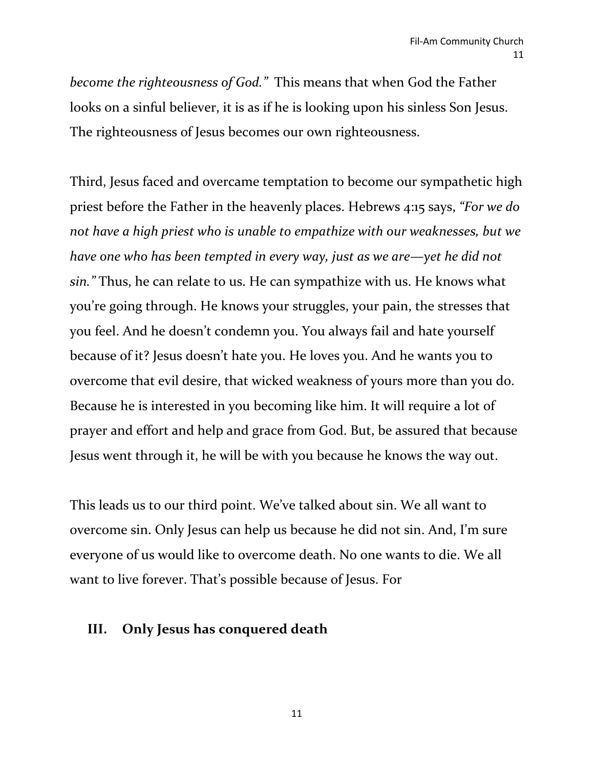*become the righteousness of God."* This means that when God the Father looks on a sinful believer, it is as if he is looking upon his sinless Son Jesus. The righteousness of Jesus becomes our own righteousness.

Third, Jesus faced and overcame temptation to become our sympathetic high priest before the Father in the heavenly places. Hebrews 4:15 says, *"For we do not have a high priest who is unable to empathize with our weaknesses, but we have one who has been tempted in every way, just as we are—yet he did not sin."* Thus, he can relate to us. He can sympathize with us. He knows what you're going through. He knows your struggles, your pain, the stresses that you feel. And he doesn't condemn you. You always fail and hate yourself because of it? Jesus doesn't hate you. He loves you. And he wants you to overcome that evil desire, that wicked weakness of yours more than you do. Because he is interested in you becoming like him. It will require a lot of prayer and effort and help and grace from God. But, be assured that because Jesus went through it, he will be with you because he knows the way out.

This leads us to our third point. We've talked about sin. We all want to overcome sin. Only Jesus can help us because he did not sin. And, I'm sure everyone of us would like to overcome death. No one wants to die. We all want to live forever. That's possible because of Jesus. For

## III. Only Jesus has conquered death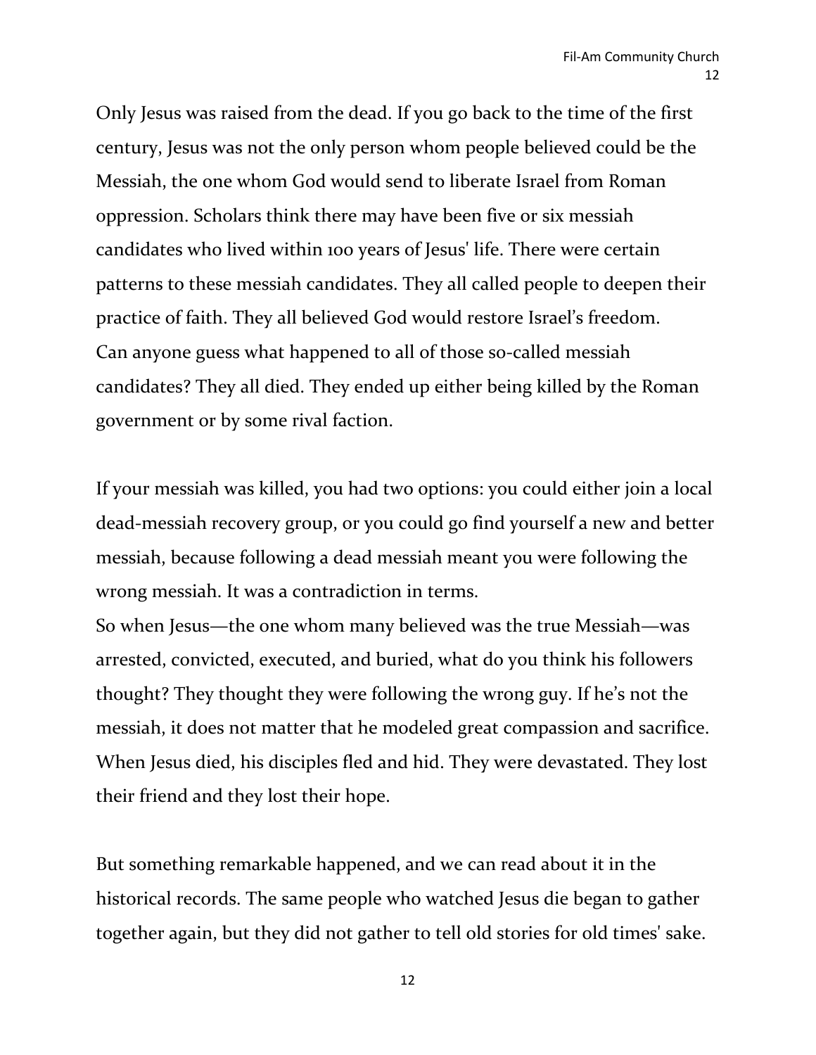Only Jesus was raised from the dead. If you go back to the time of the first century, Jesus was not the only person whom people believed could be the Messiah, the one whom God would send to liberate Israel from Roman oppression. Scholars think there may have been five or six messiah candidates who lived within 100 years of Jesus' life. There were certain patterns to these messiah candidates. They all called people to deepen their practice of faith. They all believed God would restore Israel's freedom. Can anyone guess what happened to all of those so-called messiah candidates? They all died. They ended up either being killed by the Roman government or by some rival faction.

If your messiah was killed, you had two options: you could either join a local dead-messiah recovery group, or you could go find yourself a new and better messiah, because following a dead messiah meant you were following the wrong messiah. It was a contradiction in terms.

So when Jesus—the one whom many believed was the true Messiah—was arrested, convicted, executed, and buried, what do you think his followers thought? They thought they were following the wrong guy. If he's not the messiah, it does not matter that he modeled great compassion and sacrifice. When Jesus died, his disciples fled and hid. They were devastated. They lost their friend and they lost their hope.

But something remarkable happened, and we can read about it in the historical records. The same people who watched Jesus die began to gather together again, but they did not gather to tell old stories for old times' sake.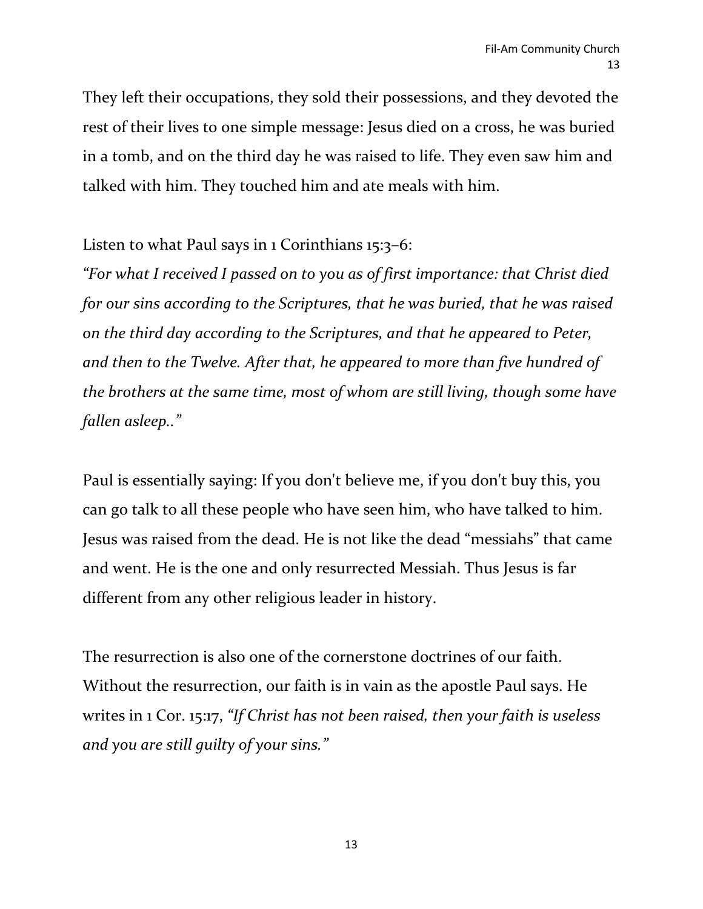They left their occupations, they sold their possessions, and they devoted the rest of their lives to one simple message: Jesus died on a cross, he was buried in a tomb, and on the third day he was raised to life. They even saw him and talked with him. They touched him and ate meals with him.

Listen to what Paul says in 1 Corinthians 15:3–6:
*"For what I received I passed on to you as of first importance: that Christ died for our sins according to the Scriptures, that he was buried, that he was raised on the third day according to the Scriptures, and that he appeared to Peter, and then to the Twelve. After that, he appeared to more than five hundred of the brothers at the same time, most of whom are still living, though some have fallen asleep.."*

Paul is essentially saying: If you don't believe me, if you don't buy this, you can go talk to all these people who have seen him, who have talked to him. Jesus was raised from the dead. He is not like the dead "messiahs" that came and went. He is the one and only resurrected Messiah. Thus Jesus is far different from any other religious leader in history.

The resurrection is also one of the cornerstone doctrines of our faith. Without the resurrection, our faith is in vain as the apostle Paul says. He writes in 1 Cor. 15:17, *"If Christ has not been raised, then your faith is useless and you are still guilty of your sins."*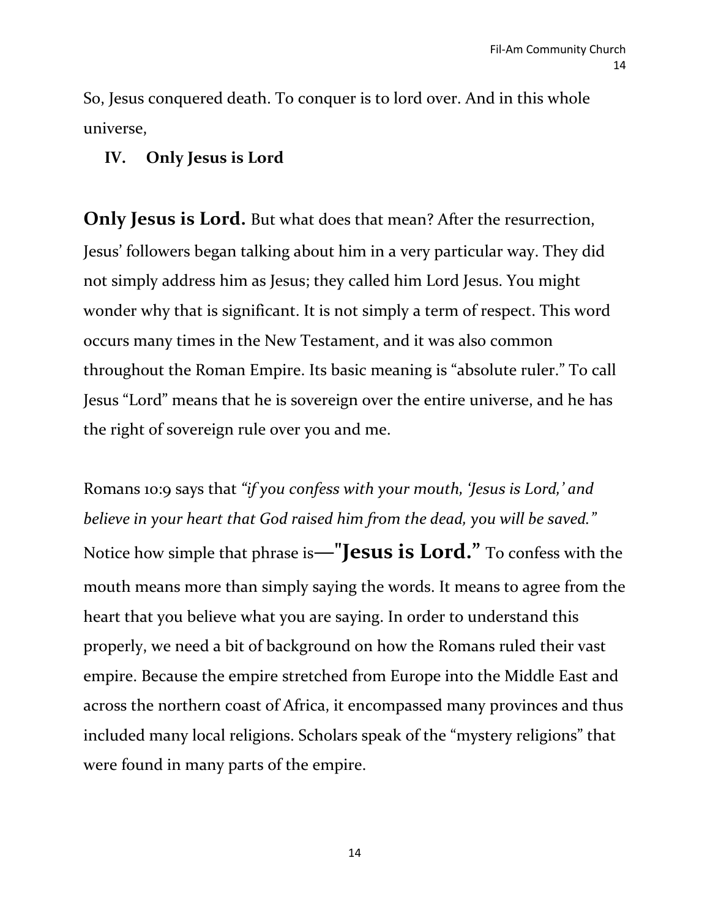So, Jesus conquered death. To conquer is to lord over. And in this whole universe,

## IV. Only Jesus is Lord

**Only Jesus is Lord.** But what does that mean? After the resurrection, Jesus' followers began talking about him in a very particular way. They did not simply address him as Jesus; they called him Lord Jesus. You might wonder why that is significant. It is not simply a term of respect. This word occurs many times in the New Testament, and it was also common throughout the Roman Empire. Its basic meaning is "absolute ruler." To call Jesus "Lord" means that he is sovereign over the entire universe, and he has the right of sovereign rule over you and me.

Romans 10:9 says that *"if you confess with your mouth, 'Jesus is Lord,' and believe in your heart that God raised him from the dead, you will be saved."* Notice how simple that phrase is**—"Jesus is Lord."** To confess with the mouth means more than simply saying the words. It means to agree from the heart that you believe what you are saying. In order to understand this properly, we need a bit of background on how the Romans ruled their vast empire. Because the empire stretched from Europe into the Middle East and across the northern coast of Africa, it encompassed many provinces and thus included many local religions. Scholars speak of the "mystery religions" that were found in many parts of the empire.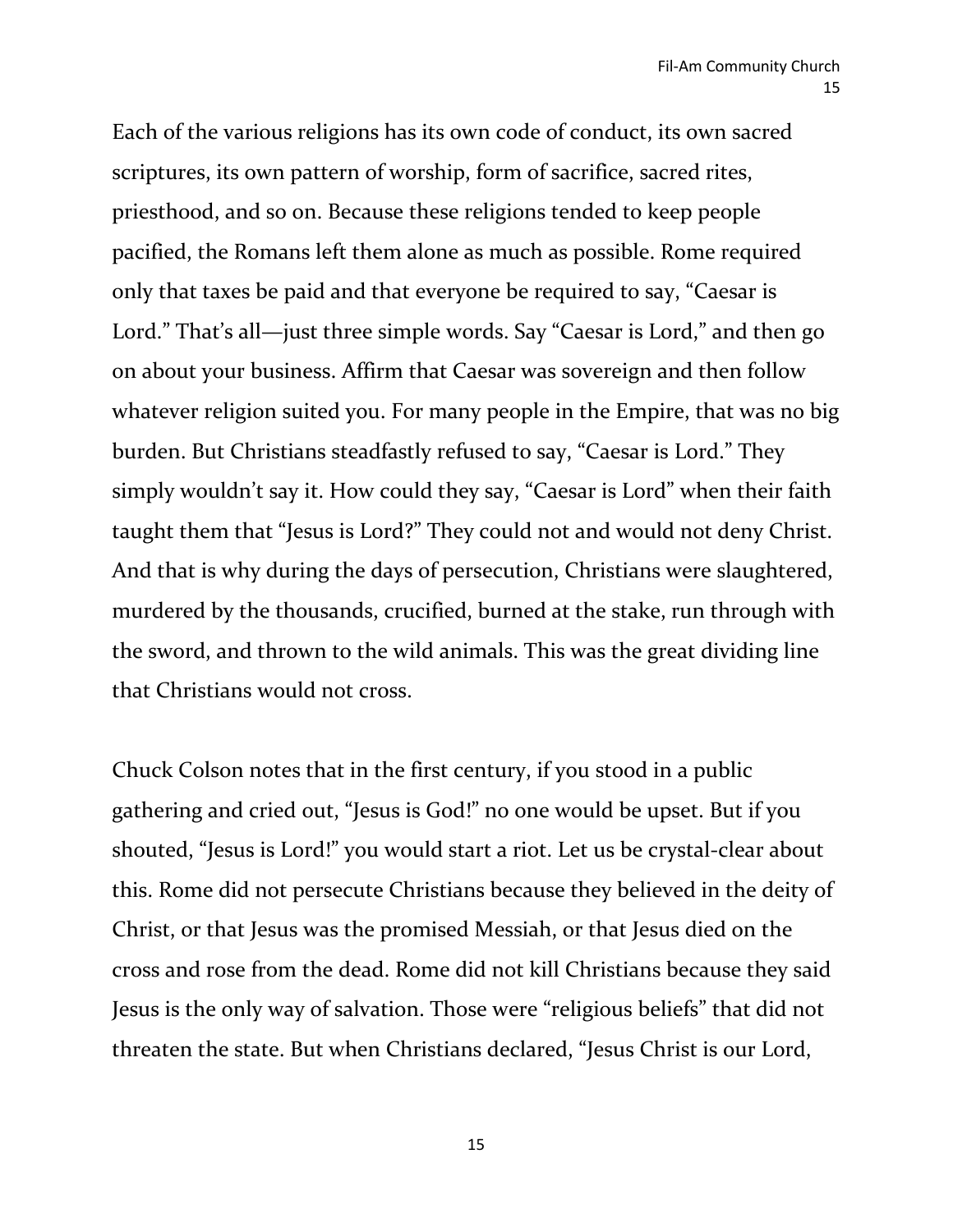Each of the various religions has its own code of conduct, its own sacred scriptures, its own pattern of worship, form of sacrifice, sacred rites, priesthood, and so on. Because these religions tended to keep people pacified, the Romans left them alone as much as possible. Rome required only that taxes be paid and that everyone be required to say, "Caesar is Lord." That's all—just three simple words. Say "Caesar is Lord," and then go on about your business. Affirm that Caesar was sovereign and then follow whatever religion suited you. For many people in the Empire, that was no big burden. But Christians steadfastly refused to say, "Caesar is Lord." They simply wouldn't say it. How could they say, "Caesar is Lord" when their faith taught them that "Jesus is Lord?" They could not and would not deny Christ. And that is why during the days of persecution, Christians were slaughtered, murdered by the thousands, crucified, burned at the stake, run through with the sword, and thrown to the wild animals. This was the great dividing line that Christians would not cross.

Chuck Colson notes that in the first century, if you stood in a public gathering and cried out, "Jesus is God!" no one would be upset. But if you shouted, "Jesus is Lord!" you would start a riot. Let us be crystal-clear about this. Rome did not persecute Christians because they believed in the deity of Christ, or that Jesus was the promised Messiah, or that Jesus died on the cross and rose from the dead. Rome did not kill Christians because they said Jesus is the only way of salvation. Those were "religious beliefs" that did not threaten the state. But when Christians declared, "Jesus Christ is our Lord,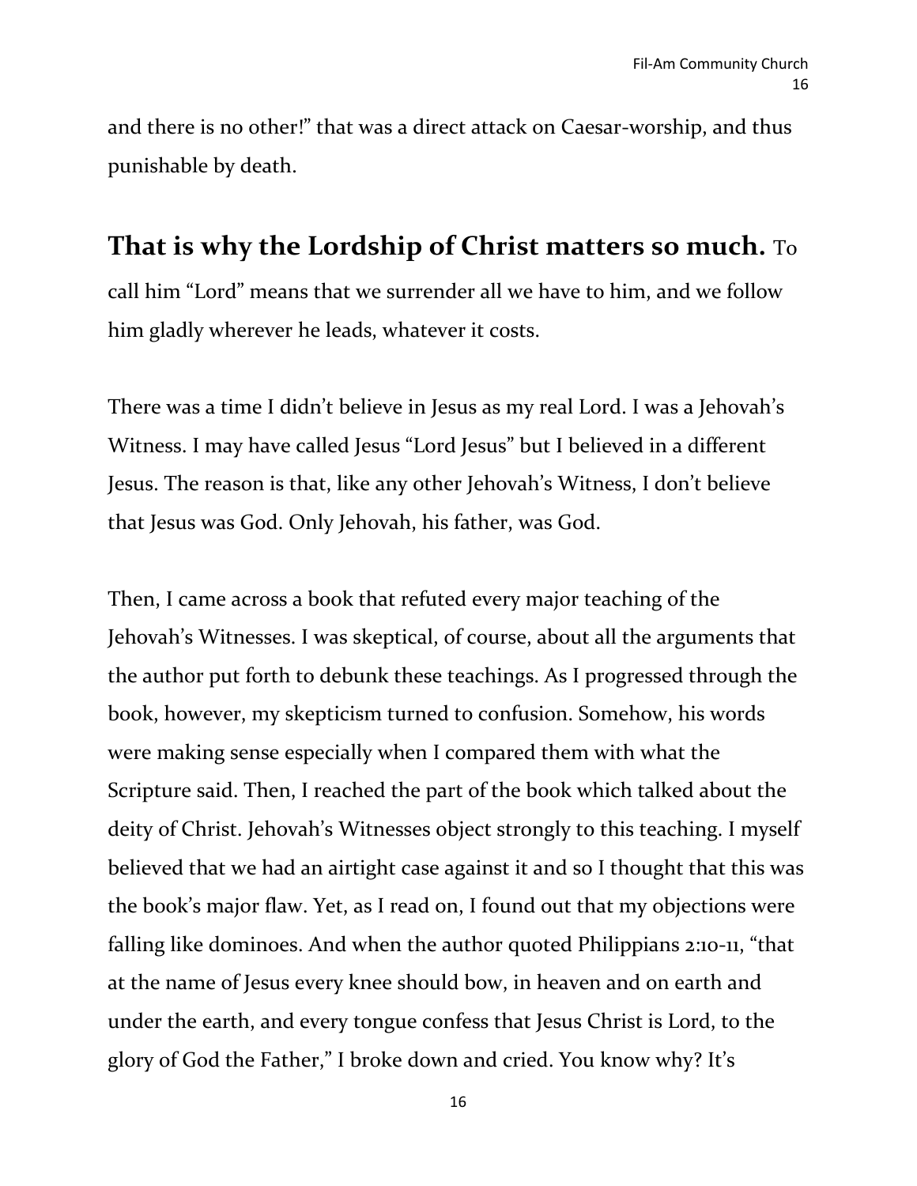and there is no other!" that was a direct attack on Caesar-worship, and thus punishable by death.

**That is why the Lordship of Christ matters so much.** To call him "Lord" means that we surrender all we have to him, and we follow him gladly wherever he leads, whatever it costs.

There was a time I didn't believe in Jesus as my real Lord. I was a Jehovah's Witness. I may have called Jesus "Lord Jesus" but I believed in a different Jesus. The reason is that, like any other Jehovah's Witness, I don't believe that Jesus was God. Only Jehovah, his father, was God.

Then, I came across a book that refuted every major teaching of the Jehovah's Witnesses. I was skeptical, of course, about all the arguments that the author put forth to debunk these teachings. As I progressed through the book, however, my skepticism turned to confusion. Somehow, his words were making sense especially when I compared them with what the Scripture said. Then, I reached the part of the book which talked about the deity of Christ. Jehovah's Witnesses object strongly to this teaching. I myself believed that we had an airtight case against it and so I thought that this was the book's major flaw. Yet, as I read on, I found out that my objections were falling like dominoes. And when the author quoted Philippians 2:10-11, "that at the name of Jesus every knee should bow, in heaven and on earth and under the earth, and every tongue confess that Jesus Christ is Lord, to the glory of God the Father," I broke down and cried. You know why? It's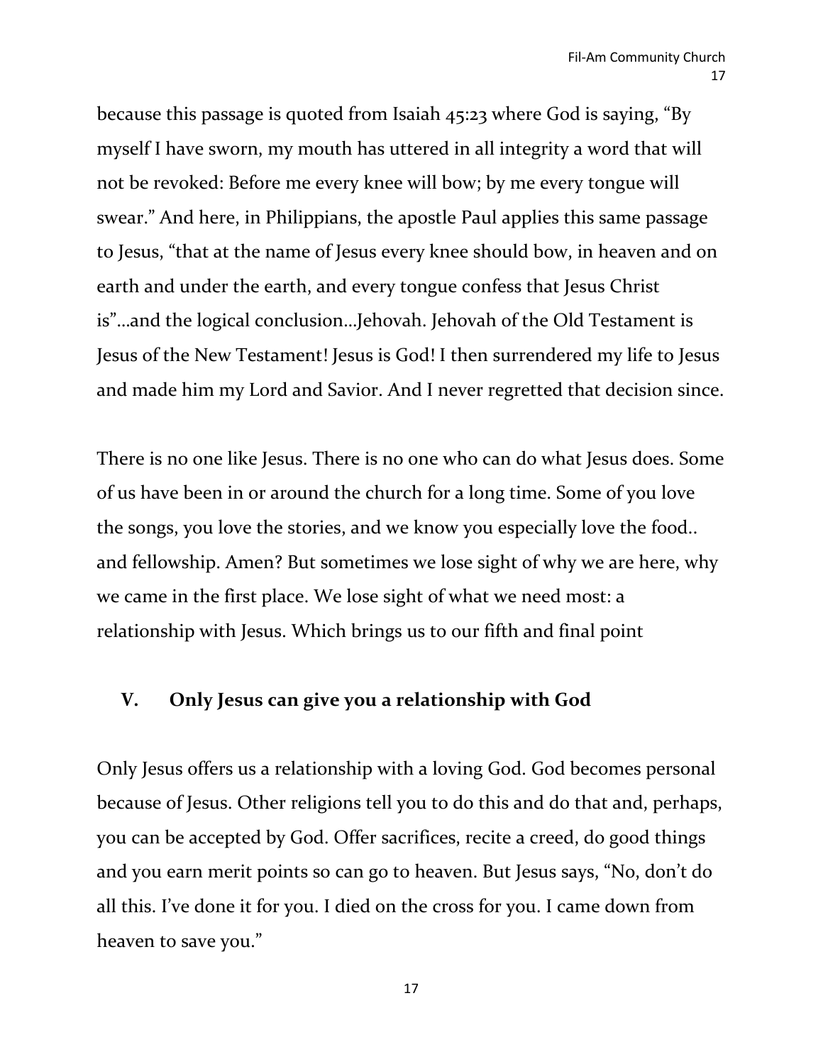because this passage is quoted from Isaiah 45:23 where God is saying, "By myself I have sworn, my mouth has uttered in all integrity a word that will not be revoked: Before me every knee will bow; by me every tongue will swear." And here, in Philippians, the apostle Paul applies this same passage to Jesus, "that at the name of Jesus every knee should bow, in heaven and on earth and under the earth, and every tongue confess that Jesus Christ is"…and the logical conclusion…Jehovah. Jehovah of the Old Testament is Jesus of the New Testament! Jesus is God! I then surrendered my life to Jesus and made him my Lord and Savior. And I never regretted that decision since.

There is no one like Jesus. There is no one who can do what Jesus does. Some of us have been in or around the church for a long time. Some of you love the songs, you love the stories, and we know you especially love the food.. and fellowship. Amen? But sometimes we lose sight of why we are here, why we came in the first place. We lose sight of what we need most: a relationship with Jesus. Which brings us to our fifth and final point

## V. Only Jesus can give you a relationship with God

Only Jesus offers us a relationship with a loving God. God becomes personal because of Jesus. Other religions tell you to do this and do that and, perhaps, you can be accepted by God. Offer sacrifices, recite a creed, do good things and you earn merit points so can go to heaven. But Jesus says, "No, don't do all this. I've done it for you. I died on the cross for you. I came down from heaven to save you."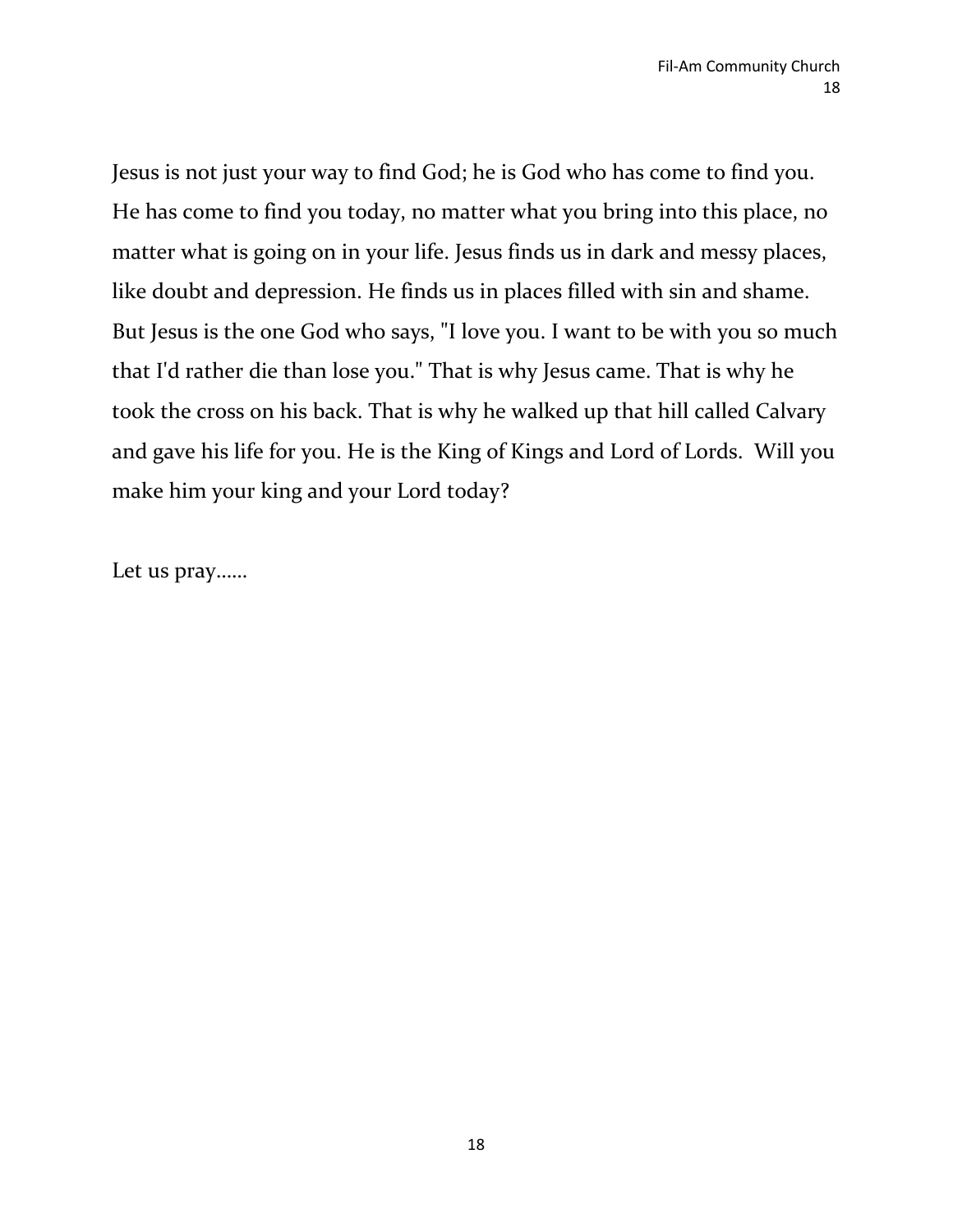Jesus is not just your way to find God; he is God who has come to find you. He has come to find you today, no matter what you bring into this place, no matter what is going on in your life. Jesus finds us in dark and messy places, like doubt and depression. He finds us in places filled with sin and shame. But Jesus is the one God who says, "I love you. I want to be with you so much that I'd rather die than lose you." That is why Jesus came. That is why he took the cross on his back. That is why he walked up that hill called Calvary and gave his life for you. He is the King of Kings and Lord of Lords. Will you make him your king and your Lord today?

Let us pray......